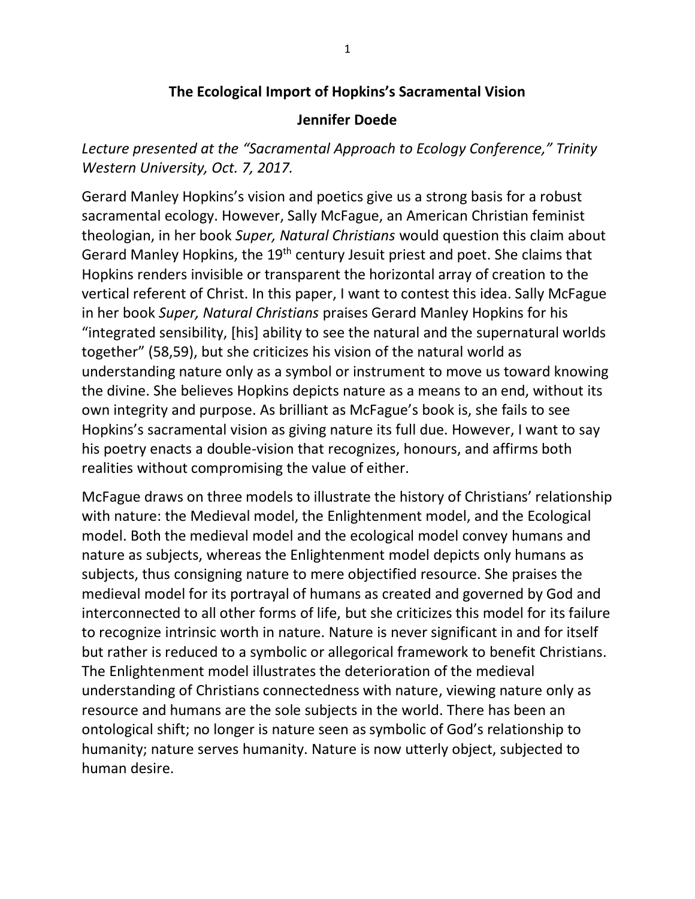# The Ecological Import of Hopkins's Sacramental Vision

**Jennifer Doede**

*Lecture presented at the "Sacramental Approach to Ecology Conference," Trinity Western University, Oct. 7, 2017.*

Gerard Manley Hopkins's vision and poetics give us a strong basis for a robust sacramental ecology. However, Sally McFague, an American Christian feminist theologian, in her book *Super, Natural Christians* would question this claim about Gerard Manley Hopkins, the 19th century Jesuit priest and poet. She claims that Hopkins renders invisible or transparent the horizontal array of creation to the vertical referent of Christ. In this paper, I want to contest this idea. Sally McFague in her book *Super, Natural Christians* praises Gerard Manley Hopkins for his "integrated sensibility, [his] ability to see the natural and the supernatural worlds together" (58,59), but she criticizes his vision of the natural world as understanding nature only as a symbol or instrument to move us toward knowing the divine. She believes Hopkins depicts nature as a means to an end, without its own integrity and purpose. As brilliant as McFague's book is, she fails to see Hopkins's sacramental vision as giving nature its full due. However, I want to say his poetry enacts a double-vision that recognizes, honours, and affirms both realities without compromising the value of either.

McFague draws on three models to illustrate the history of Christians' relationship with nature: the Medieval model, the Enlightenment model, and the Ecological model. Both the medieval model and the ecological model convey humans and nature as subjects, whereas the Enlightenment model depicts only humans as subjects, thus consigning nature to mere objectified resource. She praises the medieval model for its portrayal of humans as created and governed by God and interconnected to all other forms of life, but she criticizes this model for its failure to recognize intrinsic worth in nature. Nature is never significant in and for itself but rather is reduced to a symbolic or allegorical framework to benefit Christians. The Enlightenment model illustrates the deterioration of the medieval understanding of Christians connectedness with nature, viewing nature only as resource and humans are the sole subjects in the world. There has been an ontological shift; no longer is nature seen as symbolic of God's relationship to humanity; nature serves humanity. Nature is now utterly object, subjected to human desire.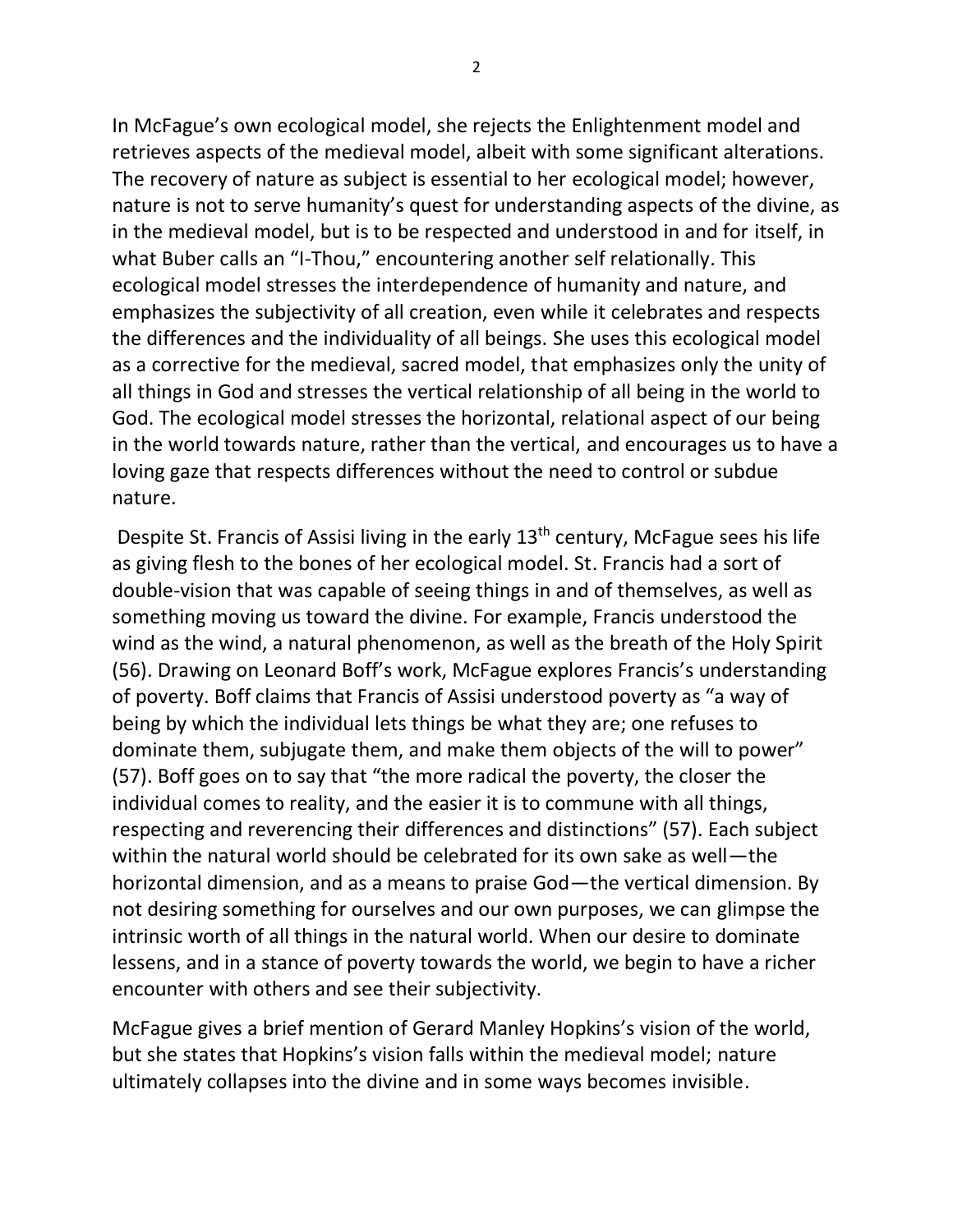In McFague's own ecological model, she rejects the Enlightenment model and retrieves aspects of the medieval model, albeit with some significant alterations. The recovery of nature as subject is essential to her ecological model; however, nature is not to serve humanity's quest for understanding aspects of the divine, as in the medieval model, but is to be respected and understood in and for itself, in what Buber calls an "I-Thou," encountering another self relationally. This ecological model stresses the interdependence of humanity and nature, and emphasizes the subjectivity of all creation, even while it celebrates and respects the differences and the individuality of all beings. She uses this ecological model as a corrective for the medieval, sacred model, that emphasizes only the unity of all things in God and stresses the vertical relationship of all being in the world to God. The ecological model stresses the horizontal, relational aspect of our being in the world towards nature, rather than the vertical, and encourages us to have a loving gaze that respects differences without the need to control or subdue nature.

Despite St. Francis of Assisi living in the early 13th century, McFague sees his life as giving flesh to the bones of her ecological model. St. Francis had a sort of double-vision that was capable of seeing things in and of themselves, as well as something moving us toward the divine. For example, Francis understood the wind as the wind, a natural phenomenon, as well as the breath of the Holy Spirit (56). Drawing on Leonard Boff's work, McFague explores Francis's understanding of poverty. Boff claims that Francis of Assisi understood poverty as "a way of being by which the individual lets things be what they are; one refuses to dominate them, subjugate them, and make them objects of the will to power" (57). Boff goes on to say that "the more radical the poverty, the closer the individual comes to reality, and the easier it is to commune with all things, respecting and reverencing their differences and distinctions" (57). Each subject within the natural world should be celebrated for its own sake as well—the horizontal dimension, and as a means to praise God—the vertical dimension. By not desiring something for ourselves and our own purposes, we can glimpse the intrinsic worth of all things in the natural world. When our desire to dominate lessens, and in a stance of poverty towards the world, we begin to have a richer encounter with others and see their subjectivity.

McFague gives a brief mention of Gerard Manley Hopkins's vision of the world, but she states that Hopkins's vision falls within the medieval model; nature ultimately collapses into the divine and in some ways becomes invisible.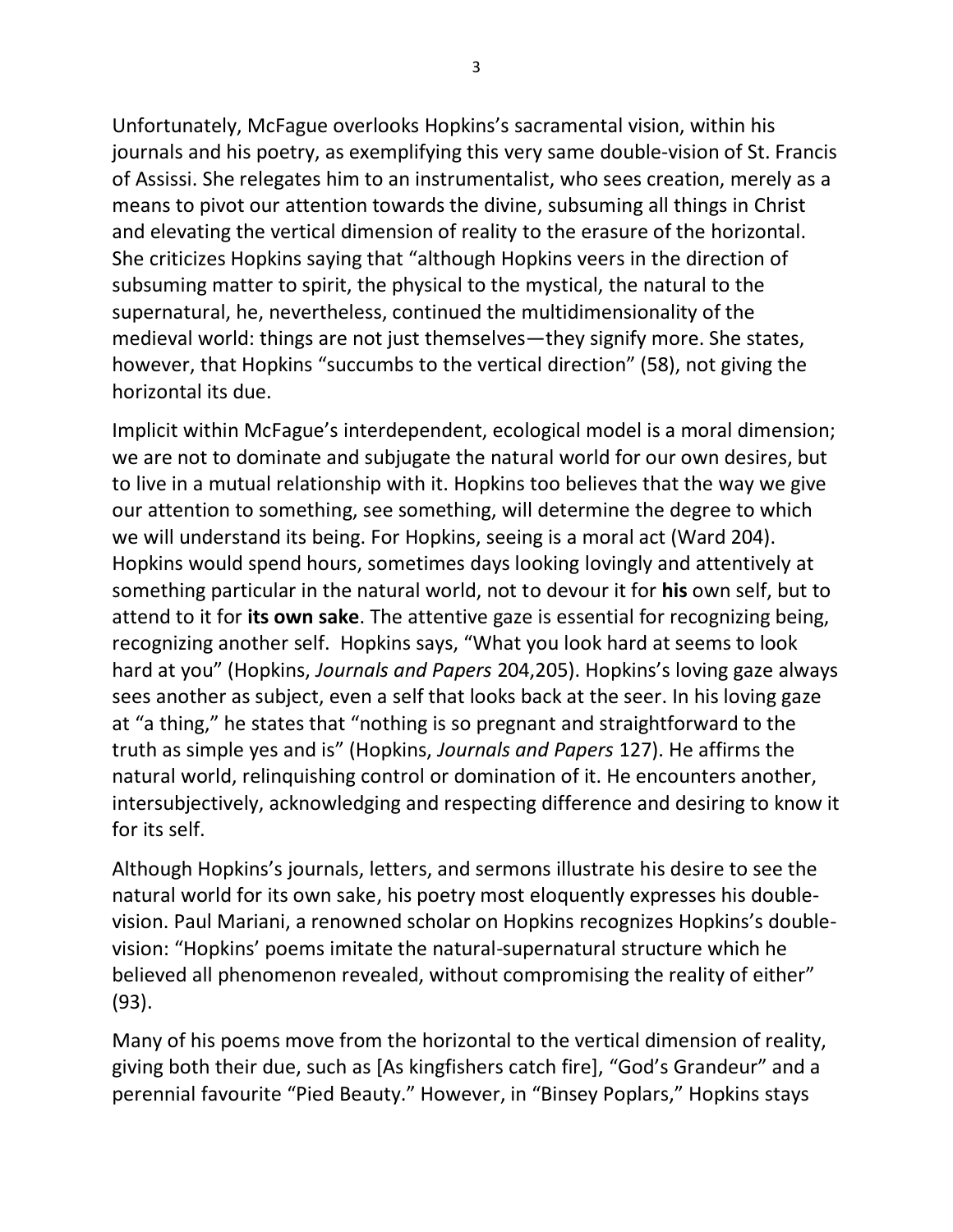Unfortunately, McFague overlooks Hopkins's sacramental vision, within his journals and his poetry, as exemplifying this very same double-vision of St. Francis of Assissi. She relegates him to an instrumentalist, who sees creation, merely as a means to pivot our attention towards the divine, subsuming all things in Christ and elevating the vertical dimension of reality to the erasure of the horizontal. She criticizes Hopkins saying that "although Hopkins veers in the direction of subsuming matter to spirit, the physical to the mystical, the natural to the supernatural, he, nevertheless, continued the multidimensionality of the medieval world: things are not just themselves—they signify more. She states, however, that Hopkins "succumbs to the vertical direction" (58), not giving the horizontal its due.

Implicit within McFague's interdependent, ecological model is a moral dimension; we are not to dominate and subjugate the natural world for our own desires, but to live in a mutual relationship with it. Hopkins too believes that the way we give our attention to something, see something, will determine the degree to which we will understand its being. For Hopkins, seeing is a moral act (Ward 204). Hopkins would spend hours, sometimes days looking lovingly and attentively at something particular in the natural world, not to devour it for **his** own self, but to attend to it for **its own sake**. The attentive gaze is essential for recognizing being, recognizing another self. Hopkins says, "What you look hard at seems to look hard at you" (Hopkins, *Journals and Papers* 204,205). Hopkins's loving gaze always sees another as subject, even a self that looks back at the seer. In his loving gaze at "a thing," he states that "nothing is so pregnant and straightforward to the truth as simple yes and is" (Hopkins, *Journals and Papers* 127). He affirms the natural world, relinquishing control or domination of it. He encounters another, intersubjectively, acknowledging and respecting difference and desiring to know it for its self.

Although Hopkins's journals, letters, and sermons illustrate his desire to see the natural world for its own sake, his poetry most eloquently expresses his double-vision. Paul Mariani, a renowned scholar on Hopkins recognizes Hopkins's double-vision: "Hopkins' poems imitate the natural-supernatural structure which he believed all phenomenon revealed, without compromising the reality of either" (93).

Many of his poems move from the horizontal to the vertical dimension of reality, giving both their due, such as [As kingfishers catch fire], "God's Grandeur" and a perennial favourite "Pied Beauty." However, in "Binsey Poplars," Hopkins stays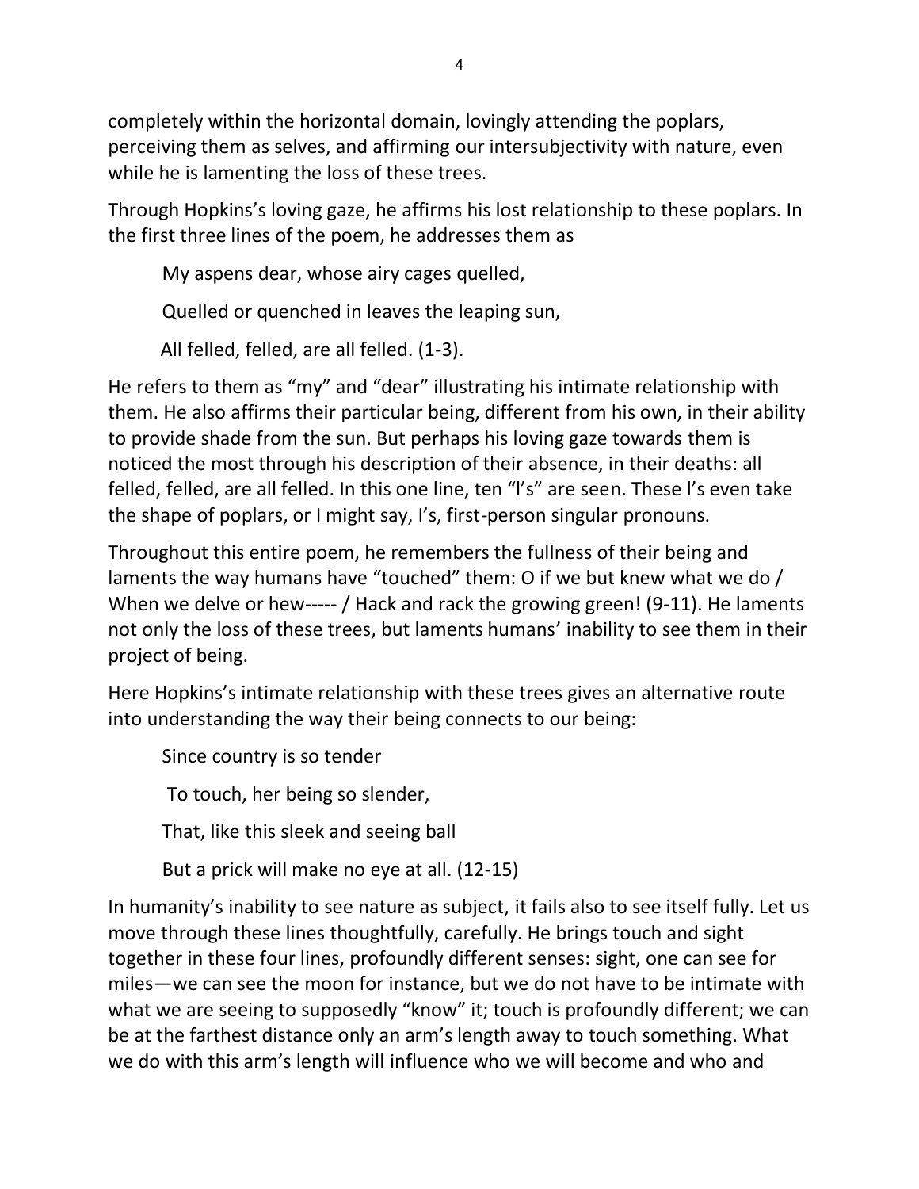completely within the horizontal domain, lovingly attending the poplars, perceiving them as selves, and affirming our intersubjectivity with nature, even while he is lamenting the loss of these trees.

Through Hopkins's loving gaze, he affirms his lost relationship to these poplars. In the first three lines of the poem, he addresses them as

> My aspens dear, whose airy cages quelled,
>
> Quelled or quenched in leaves the leaping sun,
>
> All felled, felled, are all felled. (1-3).

He refers to them as "my" and "dear" illustrating his intimate relationship with them. He also affirms their particular being, different from his own, in their ability to provide shade from the sun. But perhaps his loving gaze towards them is noticed the most through his description of their absence, in their deaths: all felled, felled, are all felled. In this one line, ten "l's" are seen. These l's even take the shape of poplars, or I might say, I's, first-person singular pronouns.

Throughout this entire poem, he remembers the fullness of their being and laments the way humans have "touched" them: O if we but knew what we do / When we delve or hew----- / Hack and rack the growing green! (9-11). He laments not only the loss of these trees, but laments humans' inability to see them in their project of being.

Here Hopkins's intimate relationship with these trees gives an alternative route into understanding the way their being connects to our being:

> Since country is so tender
>
> To touch, her being so slender,
>
> That, like this sleek and seeing ball
>
> But a prick will make no eye at all. (12-15)

In humanity's inability to see nature as subject, it fails also to see itself fully. Let us move through these lines thoughtfully, carefully. He brings touch and sight together in these four lines, profoundly different senses: sight, one can see for miles—we can see the moon for instance, but we do not have to be intimate with what we are seeing to supposedly "know" it; touch is profoundly different; we can be at the farthest distance only an arm's length away to touch something. What we do with this arm's length will influence who we will become and who and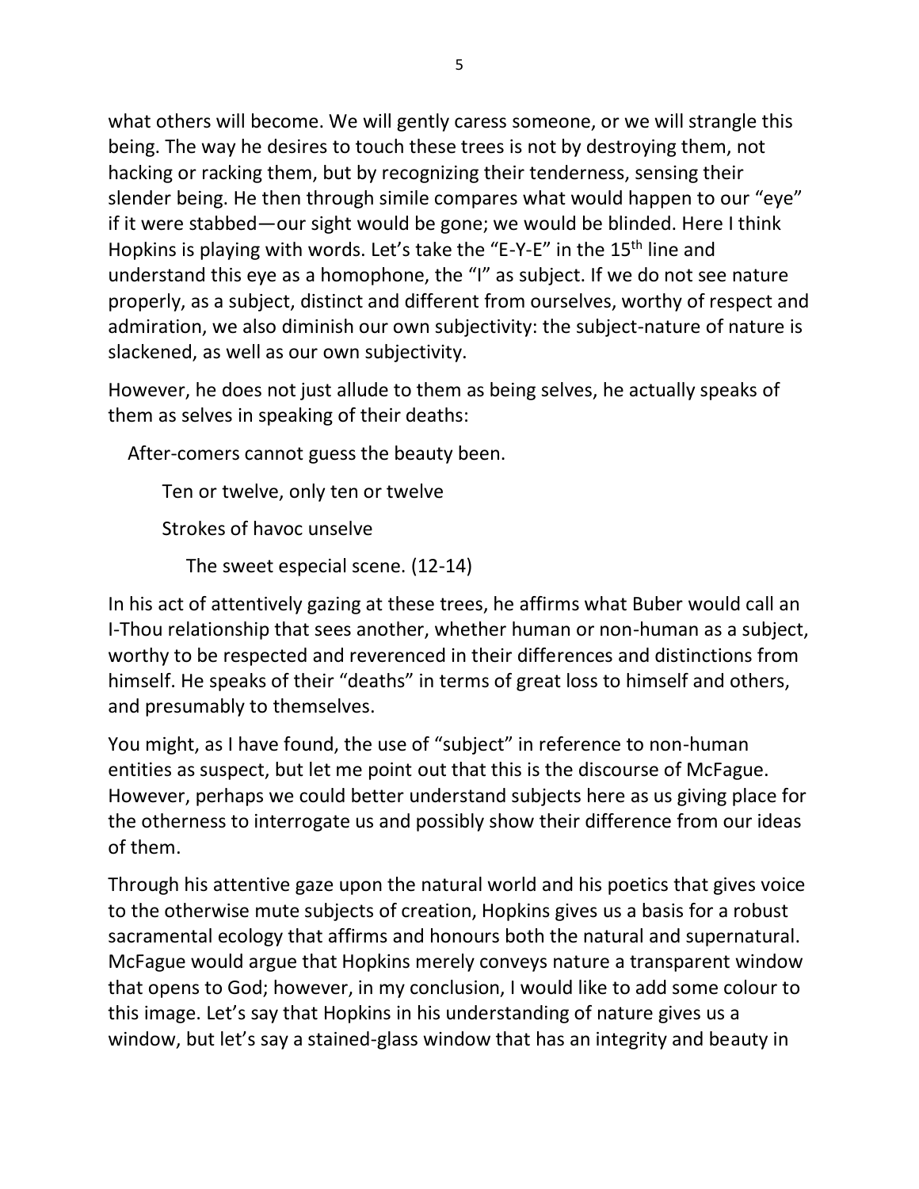what others will become. We will gently caress someone, or we will strangle this being. The way he desires to touch these trees is not by destroying them, not hacking or racking them, but by recognizing their tenderness, sensing their slender being. He then through simile compares what would happen to our "eye" if it were stabbed—our sight would be gone; we would be blinded. Here I think Hopkins is playing with words. Let's take the "E-Y-E" in the 15th line and understand this eye as a homophone, the "I" as subject. If we do not see nature properly, as a subject, distinct and different from ourselves, worthy of respect and admiration, we also diminish our own subjectivity: the subject-nature of nature is slackened, as well as our own subjectivity.

However, he does not just allude to them as being selves, he actually speaks of them as selves in speaking of their deaths:

> After-comers cannot guess the beauty been.
>
> Ten or twelve, only ten or twelve
>
> Strokes of havoc unselve
>
> The sweet especial scene. (12-14)

In his act of attentively gazing at these trees, he affirms what Buber would call an I-Thou relationship that sees another, whether human or non-human as a subject, worthy to be respected and reverenced in their differences and distinctions from himself. He speaks of their "deaths" in terms of great loss to himself and others, and presumably to themselves.

You might, as I have found, the use of "subject" in reference to non-human entities as suspect, but let me point out that this is the discourse of McFague. However, perhaps we could better understand subjects here as us giving place for the otherness to interrogate us and possibly show their difference from our ideas of them.

Through his attentive gaze upon the natural world and his poetics that gives voice to the otherwise mute subjects of creation, Hopkins gives us a basis for a robust sacramental ecology that affirms and honours both the natural and supernatural. McFague would argue that Hopkins merely conveys nature a transparent window that opens to God; however, in my conclusion, I would like to add some colour to this image. Let's say that Hopkins in his understanding of nature gives us a window, but let's say a stained-glass window that has an integrity and beauty in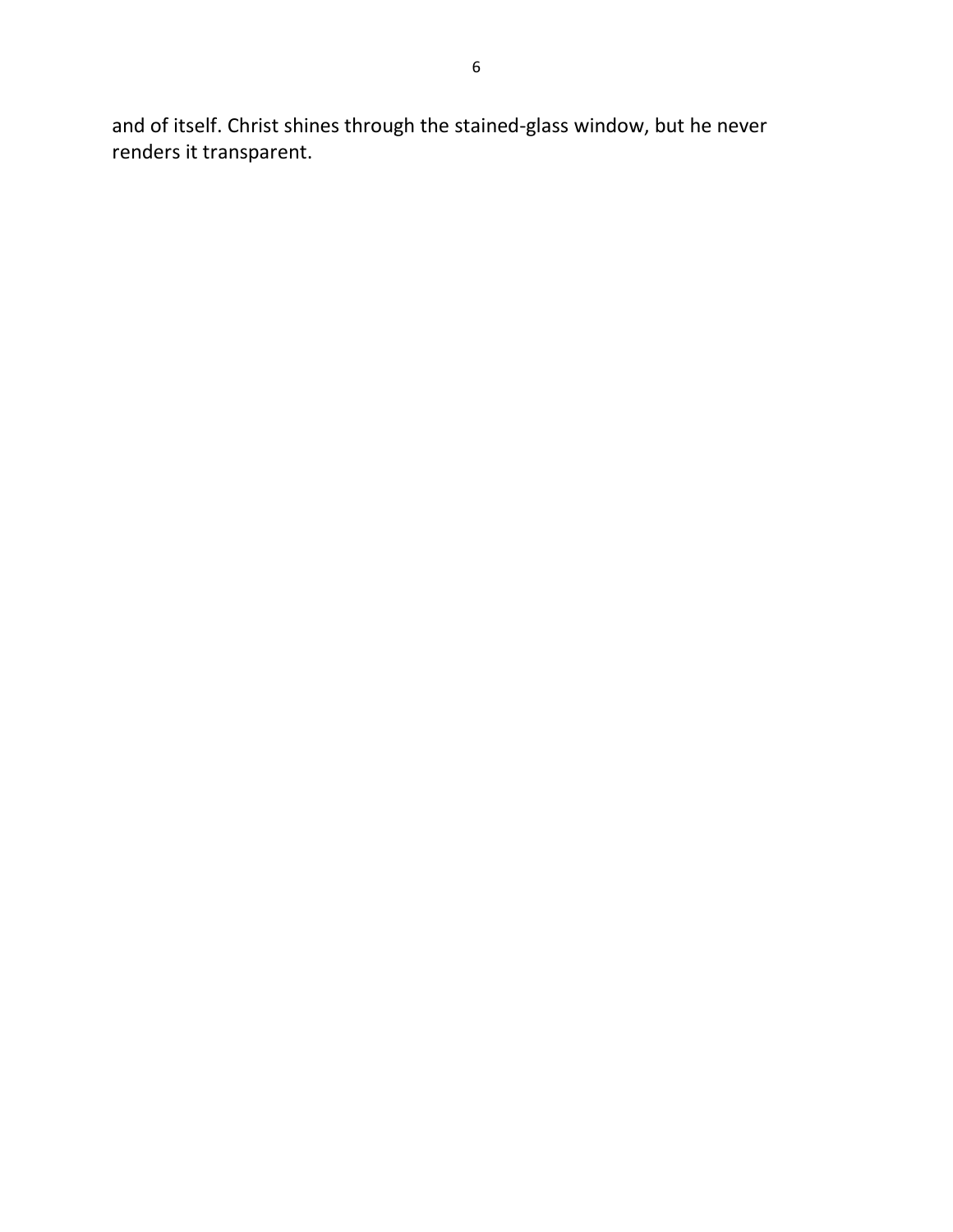and of itself. Christ shines through the stained-glass window, but he never renders it transparent.